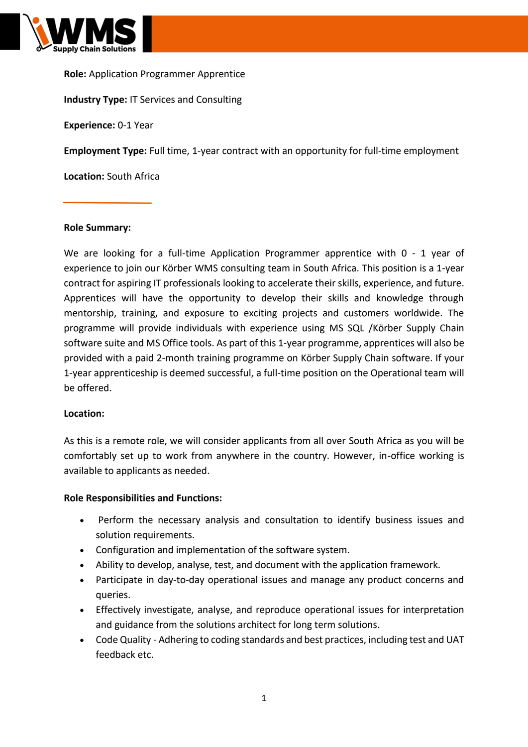**Role:** Application Programmer Apprentice

**Industry Type:** IT Services and Consulting

**Experience:** 0-1 Year

**Employment Type:** Full time, 1-year contract with an opportunity for full-time employment

**Location:** South Africa

---

**Role Summary:**

We are looking for a full-time Application Programmer apprentice with 0 - 1 year of experience to join our Körber WMS consulting team in South Africa. This position is a 1-year contract for aspiring IT professionals looking to accelerate their skills, experience, and future. Apprentices will have the opportunity to develop their skills and knowledge through mentorship, training, and exposure to exciting projects and customers worldwide. The programme will provide individuals with experience using MS SQL /Körber Supply Chain software suite and MS Office tools. As part of this 1-year programme, apprentices will also be provided with a paid 2-month training programme on Körber Supply Chain software. If your 1-year apprenticeship is deemed successful, a full-time position on the Operational team will be offered.

**Location:**

As this is a remote role, we will consider applicants from all over South Africa as you will be comfortably set up to work from anywhere in the country. However, in-office working is available to applicants as needed.

**Role Responsibilities and Functions:**

- Perform the necessary analysis and consultation to identify business issues and solution requirements.
- Configuration and implementation of the software system.
- Ability to develop, analyse, test, and document with the application framework.
- Participate in day-to-day operational issues and manage any product concerns and queries.
- Effectively investigate, analyse, and reproduce operational issues for interpretation and guidance from the solutions architect for long term solutions.
- Code Quality - Adhering to coding standards and best practices, including test and UAT feedback etc.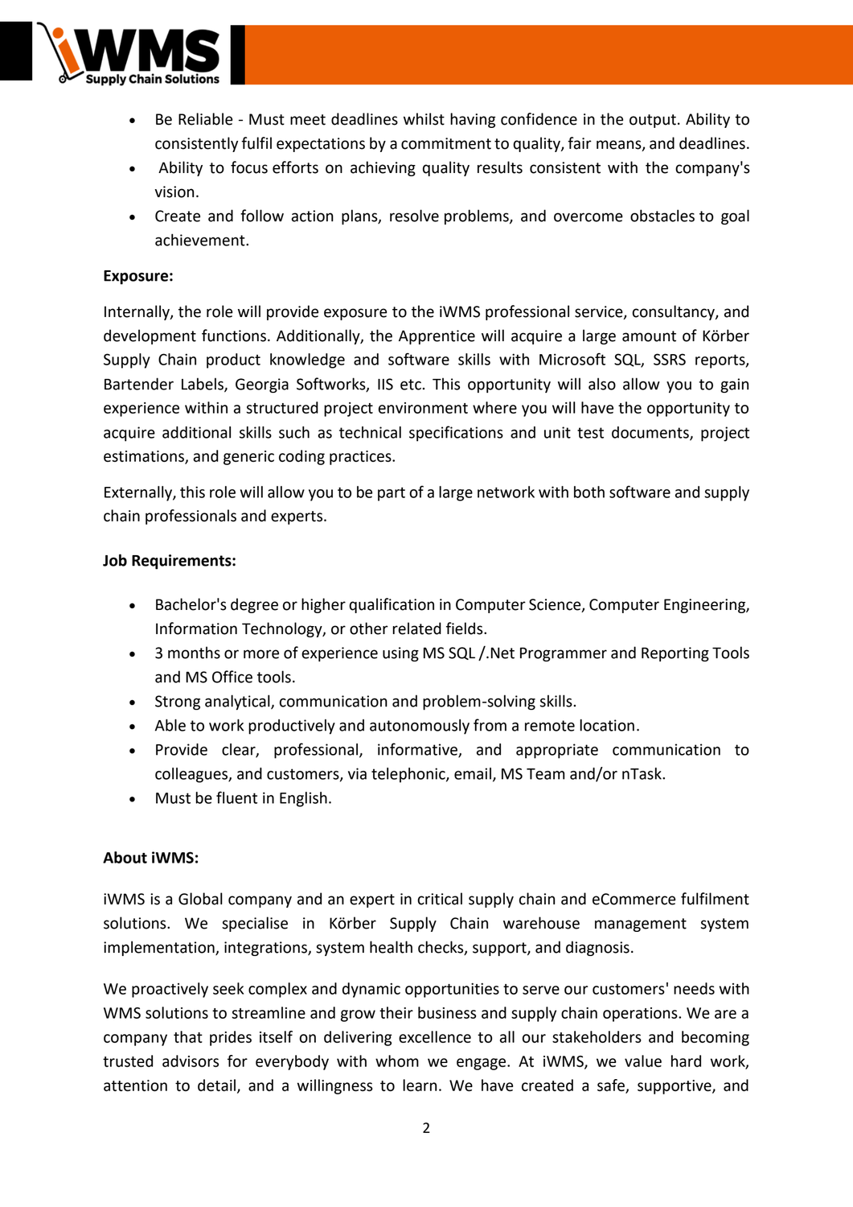- Be Reliable - Must meet deadlines whilst having confidence in the output. Ability to consistently fulfil expectations by a commitment to quality, fair means, and deadlines.
- Ability to focus efforts on achieving quality results consistent with the company's vision.
- Create and follow action plans, resolve problems, and overcome obstacles to goal achievement.

**Exposure:**

Internally, the role will provide exposure to the iWMS professional service, consultancy, and development functions. Additionally, the Apprentice will acquire a large amount of Körber Supply Chain product knowledge and software skills with Microsoft SQL, SSRS reports, Bartender Labels, Georgia Softworks, IIS etc. This opportunity will also allow you to gain experience within a structured project environment where you will have the opportunity to acquire additional skills such as technical specifications and unit test documents, project estimations, and generic coding practices.

Externally, this role will allow you to be part of a large network with both software and supply chain professionals and experts.

**Job Requirements:**

- Bachelor's degree or higher qualification in Computer Science, Computer Engineering, Information Technology, or other related fields.
- 3 months or more of experience using MS SQL /.Net Programmer and Reporting Tools and MS Office tools.
- Strong analytical, communication and problem-solving skills.
- Able to work productively and autonomously from a remote location.
- Provide clear, professional, informative, and appropriate communication to colleagues, and customers, via telephonic, email, MS Team and/or nTask.
- Must be fluent in English.

**About iWMS:**

iWMS is a Global company and an expert in critical supply chain and eCommerce fulfilment solutions. We specialise in Körber Supply Chain warehouse management system implementation, integrations, system health checks, support, and diagnosis.

We proactively seek complex and dynamic opportunities to serve our customers' needs with WMS solutions to streamline and grow their business and supply chain operations. We are a company that prides itself on delivering excellence to all our stakeholders and becoming trusted advisors for everybody with whom we engage. At iWMS, we value hard work, attention to detail, and a willingness to learn. We have created a safe, supportive, and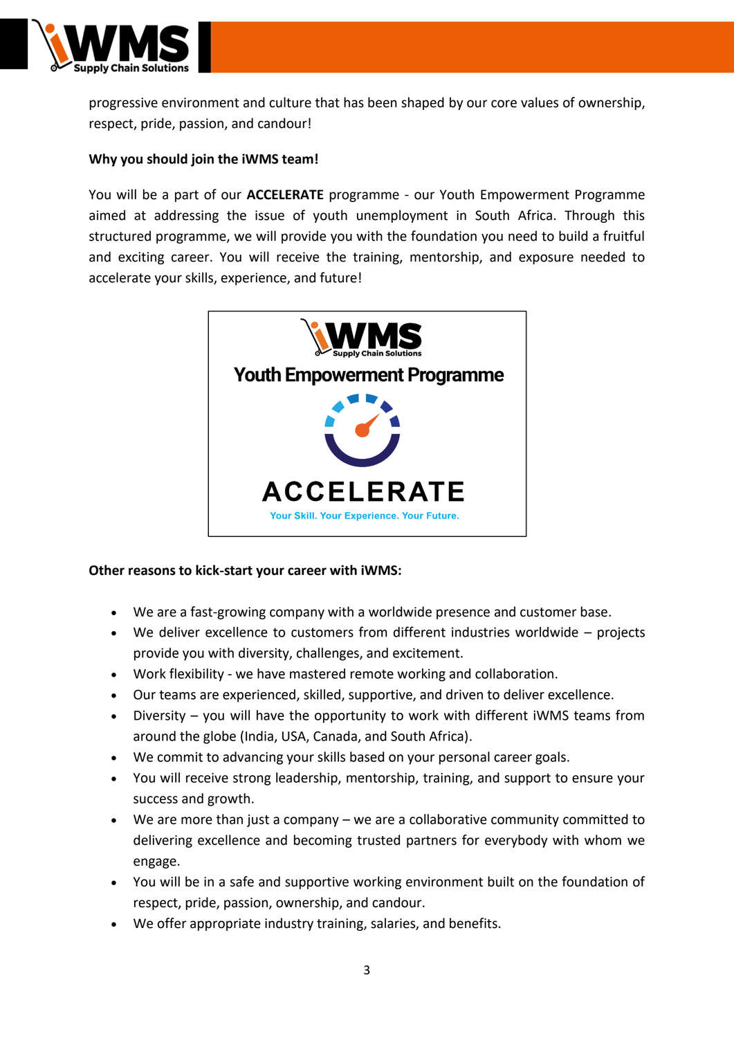progressive environment and culture that has been shaped by our core values of ownership, respect, pride, passion, and candour!

**Why you should join the iWMS team!**

You will be a part of our **ACCELERATE** programme - our Youth Empowerment Programme aimed at addressing the issue of youth unemployment in South Africa. Through this structured programme, we will provide you with the foundation you need to build a fruitful and exciting career. You will receive the training, mentorship, and exposure needed to accelerate your skills, experience, and future!

iWMS Supply Chain Solutions

Youth Empowerment Programme

ACCELERATE

Your Skill. Your Experience. Your Future.

**Other reasons to kick-start your career with iWMS:**

- We are a fast-growing company with a worldwide presence and customer base.
- We deliver excellence to customers from different industries worldwide – projects provide you with diversity, challenges, and excitement.
- Work flexibility - we have mastered remote working and collaboration.
- Our teams are experienced, skilled, supportive, and driven to deliver excellence.
- Diversity – you will have the opportunity to work with different iWMS teams from around the globe (India, USA, Canada, and South Africa).
- We commit to advancing your skills based on your personal career goals.
- You will receive strong leadership, mentorship, training, and support to ensure your success and growth.
- We are more than just a company – we are a collaborative community committed to delivering excellence and becoming trusted partners for everybody with whom we engage.
- You will be in a safe and supportive working environment built on the foundation of respect, pride, passion, ownership, and candour.
- We offer appropriate industry training, salaries, and benefits.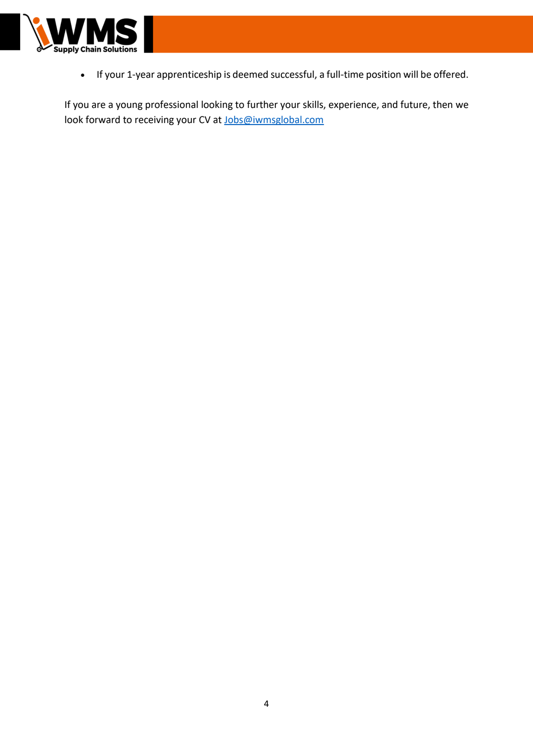- If your 1-year apprenticeship is deemed successful, a full-time position will be offered.

If you are a young professional looking to further your skills, experience, and future, then we look forward to receiving your CV at Jobs@iwmsglobal.com